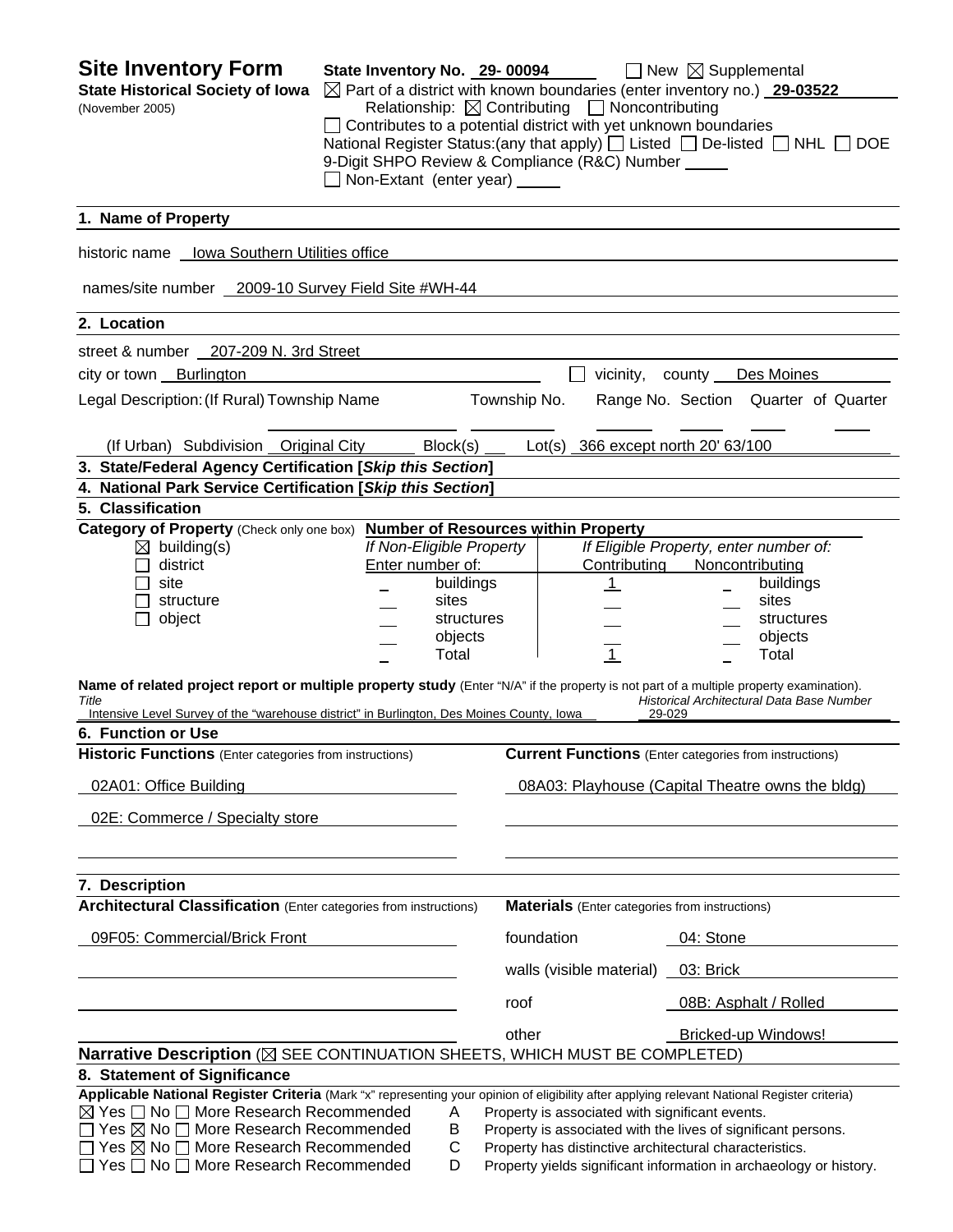# Site Inventory Form

**State Historical Society of Iowa**
(November 2005)

**State Inventory No.** 29- 00094 ☐ New ☒ Supplemental
☒ Part of a district with known boundaries (enter inventory no.) **29-03522**
Relationship: ☒ Contributing ☐ Noncontributing
☐ Contributes to a potential district with yet unknown boundaries
National Register Status:(any that apply) ☐ Listed ☐ De-listed ☐ NHL ☐ DOE
9-Digit SHPO Review & Compliance (R&C) Number ____
☐ Non-Extant (enter year) ____

## 1. Name of Property

historic name Iowa Southern Utilities office

names/site number 2009-10 Survey Field Site #WH-44

## 2. Location

street & number 207-209 N. 3rd Street

city or town Burlington ☐ vicinity, county Des Moines

Legal Description: (If Rural) Township Name Township No. Range No. Section Quarter of Quarter

(If Urban) Subdivision Original City Block(s) ___ Lot(s) 366 except north 20' 63/100

## 3. State/Federal Agency Certification [*Skip this Section*]

## 4. National Park Service Certification [*Skip this Section*]

## 5. Classification

**Category of Property** (Check only one box)
☒ building(s)
☐ district
☐ site
☐ structure
☐ object

**Number of Resources within Property**

| If Non-Eligible Property Enter number of: | | If Eligible Property, enter number of: Contributing | Noncontributing | |
|---|---|---|---|---|
| _ | buildings | 1 | _ | buildings |
| _ | sites | _ | _ | sites |
| _ | structures | _ | _ | structures |
| _ | objects | _ | _ | objects |
| _ | Total | 1 | _ | Total |

**Name of related project report or multiple property study** (Enter "N/A" if the property is not part of a multiple property examination).

| *Title* | *Historical Architectural Data Base Number* |
|---|---|
| Intensive Level Survey of the "warehouse district" in Burlington, Des Moines County, Iowa | 29-029 |

## 6. Function or Use

| **Historic Functions** (Enter categories from instructions) | **Current Functions** (Enter categories from instructions) |
|---|---|
| 02A01: Office Building | 08A03: Playhouse (Capital Theatre owns the bldg) |
| 02E: Commerce / Specialty store | |

## 7. Description

**Architectural Classification** (Enter categories from instructions)
09F05: Commercial/Brick Front

**Materials** (Enter categories from instructions)

| | |
|---|---|
| foundation | 04: Stone |
| walls (visible material) | 03: Brick |
| roof | 08B: Asphalt / Rolled |
| other | Bricked-up Windows! |

**Narrative Description** (☒ SEE CONTINUATION SHEETS, WHICH MUST BE COMPLETED)

## 8. Statement of Significance

**Applicable National Register Criteria** (Mark "x" representing your opinion of eligibility after applying relevant National Register criteria)

☒ Yes ☐ No ☐ More Research Recommended — A Property is associated with significant events.
☐ Yes ☒ No ☐ More Research Recommended — B Property is associated with the lives of significant persons.
☐ Yes ☒ No ☐ More Research Recommended — C Property has distinctive architectural characteristics.
☐ Yes ☐ No ☐ More Research Recommended — D Property yields significant information in archaeology or history.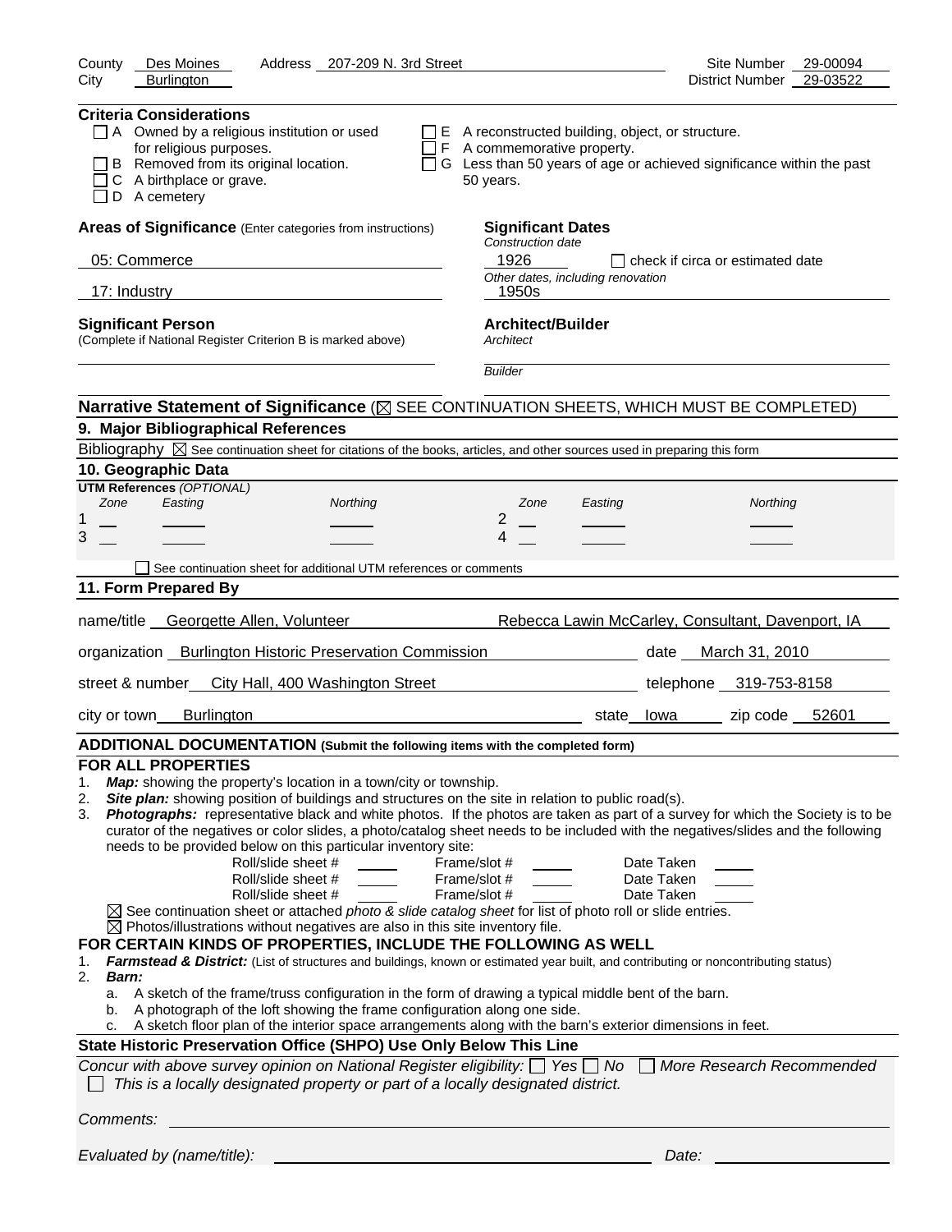County Des Moines Address 207-209 N. 3rd Street Site Number 29-00094
City Burlington District Number 29-03522

**Criteria Considerations**

- ☐ A Owned by a religious institution or used for religious purposes.
- ☐ B Removed from its original location.
- ☐ C A birthplace or grave.
- ☐ D A cemetery
- ☐ E A reconstructed building, object, or structure.
- ☐ F A commemorative property.
- ☐ G Less than 50 years of age or achieved significance within the past 50 years.

**Areas of Significance** (Enter categories from instructions)

05: Commerce

17: Industry

**Significant Dates**

*Construction date*

1926 ☐ check if circa or estimated date

*Other dates, including renovation*

1950s

**Significant Person**

(Complete if National Register Criterion B is marked above)

**Architect/Builder**

*Architect*

*Builder*

**Narrative Statement of Significance** (☒ SEE CONTINUATION SHEETS, WHICH MUST BE COMPLETED)

## 9. Major Bibliographical References

Bibliography ☒ See continuation sheet for citations of the books, articles, and other sources used in preparing this form

## 10. Geographic Data

**UTM References** *(OPTIONAL)*

| | Zone | Easting | Northing | | Zone | Easting | Northing |
|---|---|---|---|---|---|---|---|
| 1 | | | | 2 | | | |
| 3 | | | | 4 | | | |

☐ See continuation sheet for additional UTM references or comments

## 11. Form Prepared By

name/title Georgette Allen, Volunteer Rebecca Lawin McCarley, Consultant, Davenport, IA

organization Burlington Historic Preservation Commission date March 31, 2010

street & number City Hall, 400 Washington Street telephone 319-753-8158

city or town Burlington state Iowa zip code 52601

**ADDITIONAL DOCUMENTATION (Submit the following items with the completed form)**

**FOR ALL PROPERTIES**

1. ***Map:*** showing the property's location in a town/city or township.
2. ***Site plan:*** showing position of buildings and structures on the site in relation to public road(s).
3. ***Photographs:*** representative black and white photos. If the photos are taken as part of a survey for which the Society is to be curator of the negatives or color slides, a photo/catalog sheet needs to be included with the negatives/slides and the following needs to be provided below on this particular inventory site:

| Roll/slide sheet # | Frame/slot # | Date Taken |
|---|---|---|
| | | |
| | | |
| | | |

☒ See continuation sheet or attached *photo & slide catalog sheet* for list of photo roll or slide entries.

☒ Photos/illustrations without negatives are also in this site inventory file.

**FOR CERTAIN KINDS OF PROPERTIES, INCLUDE THE FOLLOWING AS WELL**

1. ***Farmstead & District:*** (List of structures and buildings, known or estimated year built, and contributing or noncontributing status)
2. ***Barn:***
   a. A sketch of the frame/truss configuration in the form of drawing a typical middle bent of the barn.
   b. A photograph of the loft showing the frame configuration along one side.
   c. A sketch floor plan of the interior space arrangements along with the barn's exterior dimensions in feet.

**State Historic Preservation Office (SHPO) Use Only Below This Line**

*Concur with above survey opinion on National Register eligibility:* ☐ *Yes* ☐ *No* ☐ *More Research Recommended*

☐ *This is a locally designated property or part of a locally designated district.*

*Comments:*

*Evaluated by (name/title):* *Date:*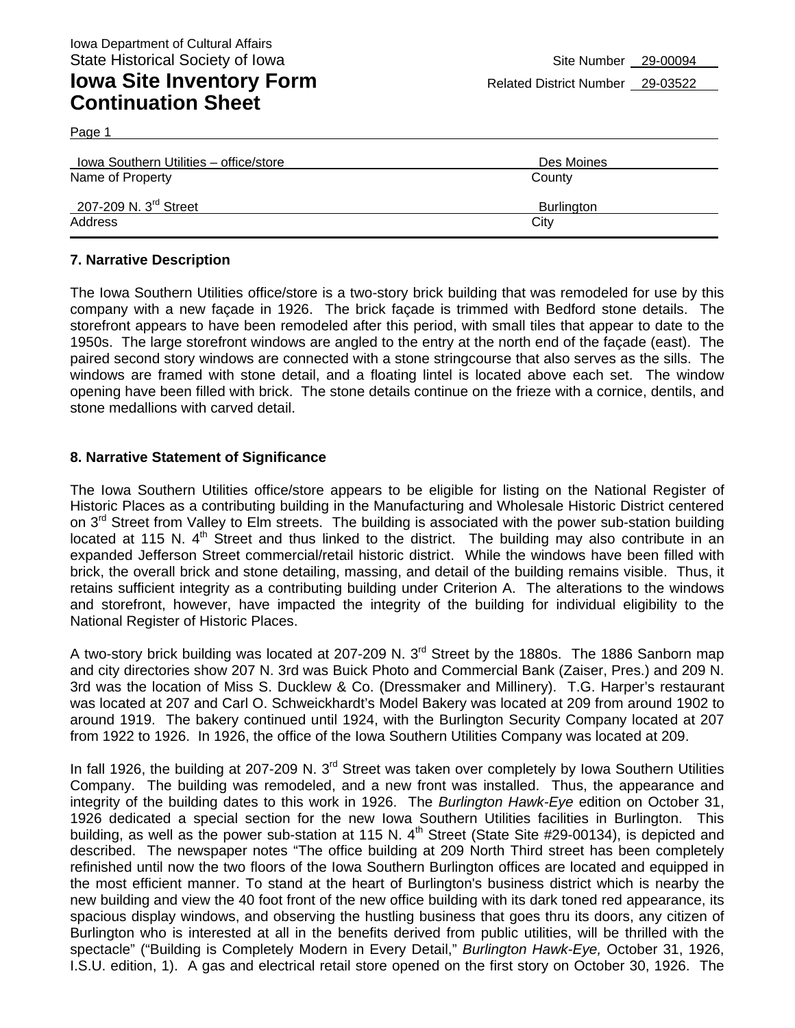Iowa Department of Cultural Affairs
State Historical Society of Iowa

Site Number 29-00094

# Iowa Site Inventory Form Continuation Sheet

Related District Number 29-03522

Page 1

| Iowa Southern Utilities – office/store | Des Moines |
|---|---|
| Name of Property | County |
| 207-209 N. 3rd Street | Burlington |
| Address | City |

## 7. Narrative Description

The Iowa Southern Utilities office/store is a two-story brick building that was remodeled for use by this company with a new façade in 1926. The brick façade is trimmed with Bedford stone details. The storefront appears to have been remodeled after this period, with small tiles that appear to date to the 1950s. The large storefront windows are angled to the entry at the north end of the façade (east). The paired second story windows are connected with a stone stringcourse that also serves as the sills. The windows are framed with stone detail, and a floating lintel is located above each set. The window opening have been filled with brick. The stone details continue on the frieze with a cornice, dentils, and stone medallions with carved detail.

## 8. Narrative Statement of Significance

The Iowa Southern Utilities office/store appears to be eligible for listing on the National Register of Historic Places as a contributing building in the Manufacturing and Wholesale Historic District centered on 3rd Street from Valley to Elm streets. The building is associated with the power sub-station building located at 115 N. 4th Street and thus linked to the district. The building may also contribute in an expanded Jefferson Street commercial/retail historic district. While the windows have been filled with brick, the overall brick and stone detailing, massing, and detail of the building remains visible. Thus, it retains sufficient integrity as a contributing building under Criterion A. The alterations to the windows and storefront, however, have impacted the integrity of the building for individual eligibility to the National Register of Historic Places.

A two-story brick building was located at 207-209 N. 3rd Street by the 1880s. The 1886 Sanborn map and city directories show 207 N. 3rd was Buick Photo and Commercial Bank (Zaiser, Pres.) and 209 N. 3rd was the location of Miss S. Ducklew & Co. (Dressmaker and Millinery). T.G. Harper's restaurant was located at 207 and Carl O. Schweickhardt's Model Bakery was located at 209 from around 1902 to around 1919. The bakery continued until 1924, with the Burlington Security Company located at 207 from 1922 to 1926. In 1926, the office of the Iowa Southern Utilities Company was located at 209.

In fall 1926, the building at 207-209 N. 3rd Street was taken over completely by Iowa Southern Utilities Company. The building was remodeled, and a new front was installed. Thus, the appearance and integrity of the building dates to this work in 1926. The *Burlington Hawk-Eye* edition on October 31, 1926 dedicated a special section for the new Iowa Southern Utilities facilities in Burlington. This building, as well as the power sub-station at 115 N. 4th Street (State Site #29-00134), is depicted and described. The newspaper notes "The office building at 209 North Third street has been completely refinished until now the two floors of the Iowa Southern Burlington offices are located and equipped in the most efficient manner. To stand at the heart of Burlington's business district which is nearby the new building and view the 40 foot front of the new office building with its dark toned red appearance, its spacious display windows, and observing the hustling business that goes thru its doors, any citizen of Burlington who is interested at all in the benefits derived from public utilities, will be thrilled with the spectacle" ("Building is Completely Modern in Every Detail," *Burlington Hawk-Eye,* October 31, 1926, I.S.U. edition, 1). A gas and electrical retail store opened on the first story on October 30, 1926. The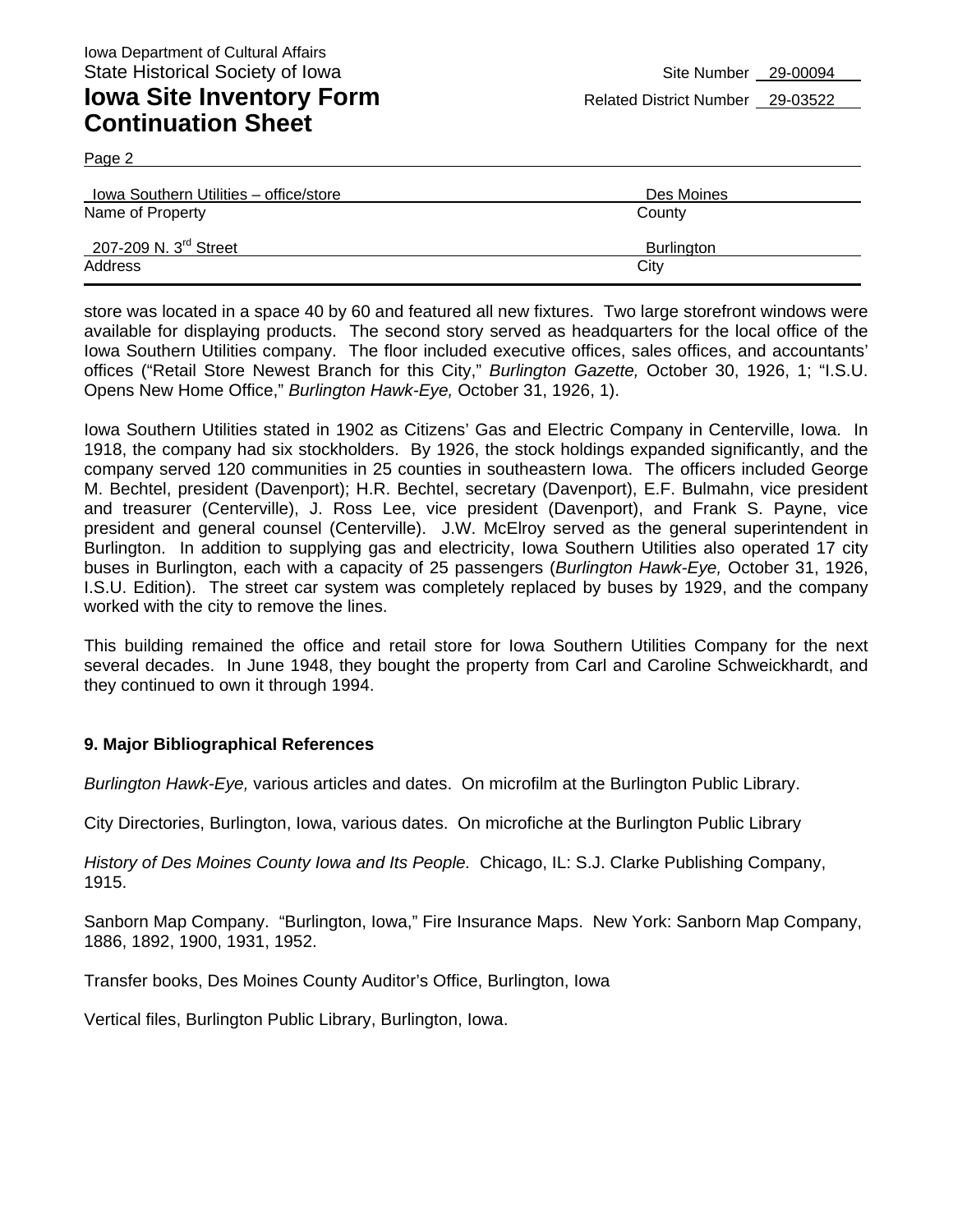Iowa Department of Cultural Affairs
State Historical Society of Iowa

# Iowa Site Inventory Form Continuation Sheet

Site Number 29-00094
Related District Number 29-03522

Page 2

| Iowa Southern Utilities – office/store | Des Moines |
|---|---|
| Name of Property | County |
| 207-209 N. 3rd Street | Burlington |
| Address | City |

store was located in a space 40 by 60 and featured all new fixtures. Two large storefront windows were available for displaying products. The second story served as headquarters for the local office of the Iowa Southern Utilities company. The floor included executive offices, sales offices, and accountants' offices ("Retail Store Newest Branch for this City," *Burlington Gazette,* October 30, 1926, 1; "I.S.U. Opens New Home Office," *Burlington Hawk-Eye,* October 31, 1926, 1).

Iowa Southern Utilities stated in 1902 as Citizens' Gas and Electric Company in Centerville, Iowa. In 1918, the company had six stockholders. By 1926, the stock holdings expanded significantly, and the company served 120 communities in 25 counties in southeastern Iowa. The officers included George M. Bechtel, president (Davenport); H.R. Bechtel, secretary (Davenport), E.F. Bulmahn, vice president and treasurer (Centerville), J. Ross Lee, vice president (Davenport), and Frank S. Payne, vice president and general counsel (Centerville). J.W. McElroy served as the general superintendent in Burlington. In addition to supplying gas and electricity, Iowa Southern Utilities also operated 17 city buses in Burlington, each with a capacity of 25 passengers (*Burlington Hawk-Eye,* October 31, 1926, I.S.U. Edition). The street car system was completely replaced by buses by 1929, and the company worked with the city to remove the lines.

This building remained the office and retail store for Iowa Southern Utilities Company for the next several decades. In June 1948, they bought the property from Carl and Caroline Schweickhardt, and they continued to own it through 1994.

## 9. Major Bibliographical References

*Burlington Hawk-Eye,* various articles and dates. On microfilm at the Burlington Public Library.

City Directories, Burlington, Iowa, various dates. On microfiche at the Burlington Public Library

*History of Des Moines County Iowa and Its People.* Chicago, IL: S.J. Clarke Publishing Company, 1915.

Sanborn Map Company. "Burlington, Iowa," Fire Insurance Maps. New York: Sanborn Map Company, 1886, 1892, 1900, 1931, 1952.

Transfer books, Des Moines County Auditor's Office, Burlington, Iowa

Vertical files, Burlington Public Library, Burlington, Iowa.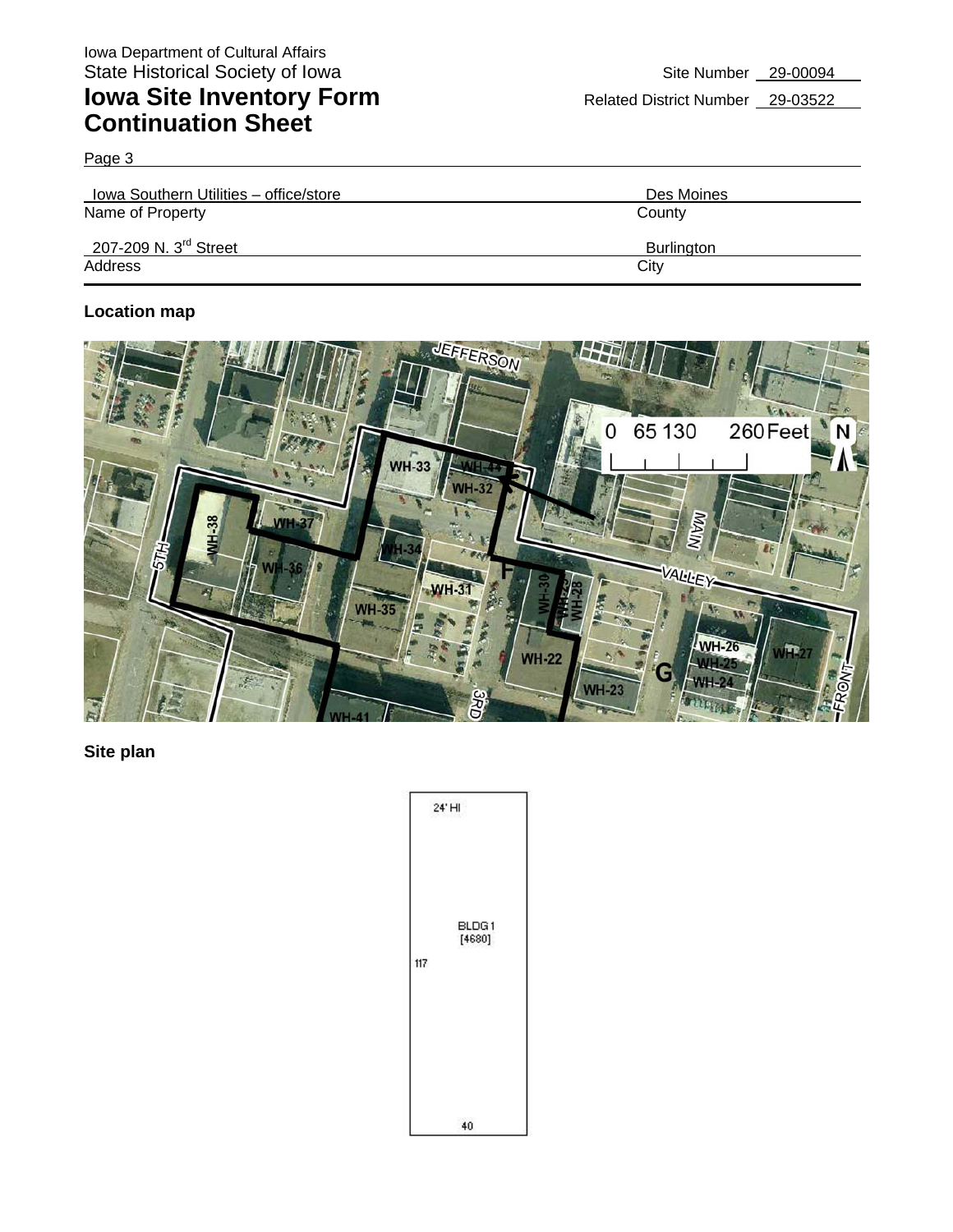Iowa Department of Cultural Affairs
State Historical Society of Iowa

# Iowa Site Inventory Form Continuation Sheet

Site Number 29-00094

Related District Number 29-03522

Page 3

| Iowa Southern Utilities – office/store | Des Moines |
|---|---|
| Name of Property | County |
| 207-209 N. 3rd Street | Burlington |
| Address | City |

**Location map**

**Site plan**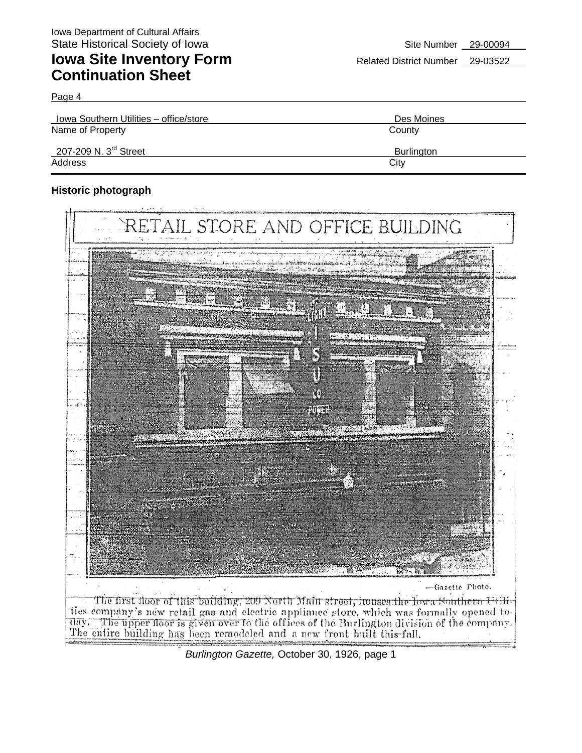Iowa Department of Cultural Affairs
State Historical Society of Iowa

# Iowa Site Inventory Form Continuation Sheet

Site Number 29-00094
Related District Number 29-03522

Page 4

| Iowa Southern Utilities – office/store | Des Moines |
|---|---|
| Name of Property | County |
| 207-209 N. 3rd Street | Burlington |
| Address | City |

**Historic photograph**

RETAIL STORE AND OFFICE BUILDING

—Gazette Photo.

The first floor of this building, 209 North Main street, houses the Iowa Southern Utilities company's new retail gas and electric appliance store, which was formally opened today. The upper floor is given over to the offices of the Burlington division of the company. The entire building has been remodeled and a new front built this fall.

*Burlington Gazette,* October 30, 1926, page 1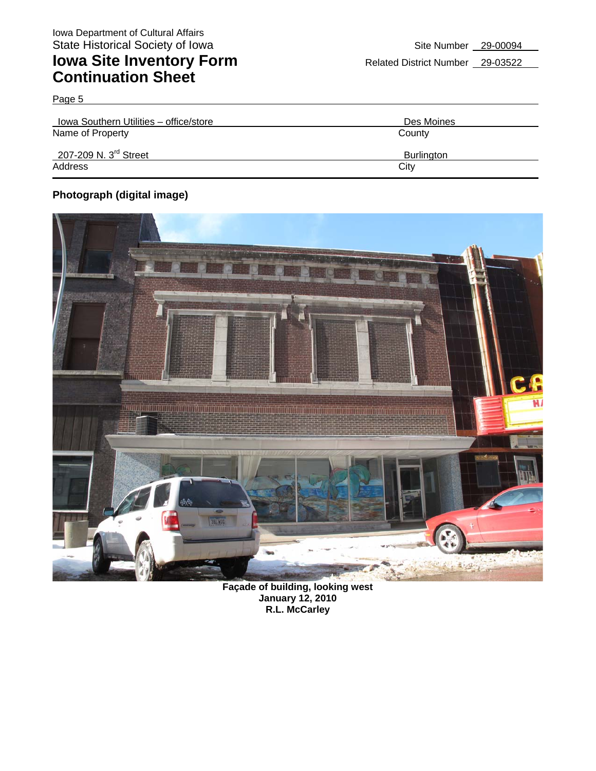Iowa Department of Cultural Affairs
State Historical Society of Iowa

# Iowa Site Inventory Form Continuation Sheet

Site Number 29-00094

Related District Number 29-03522

Page 5

| | |
|---|---|
| Iowa Southern Utilities – office/store | Des Moines |
| Name of Property | County |
| 207-209 N. 3rd Street | Burlington |
| Address | City |

**Photograph (digital image)**

**Façade of building, looking west**
**January 12, 2010**
**R.L. McCarley**